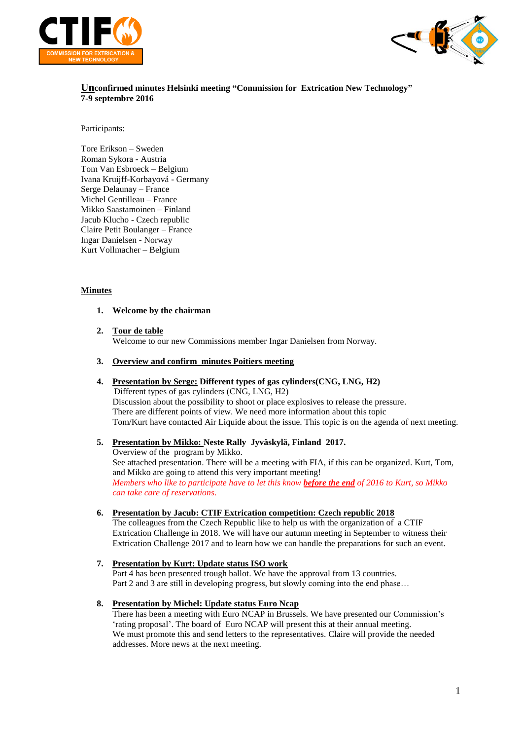**Unconfirmed minutes Helsinki meeting "Commission for Extrication New Technology"**
**7-9 septembre 2016**

Participants:

Tore Erikson – Sweden
Roman Sykora - Austria
Tom Van Esbroeck – Belgium
Ivana Kruijff-Korbayová - Germany
Serge Delaunay – France
Michel Gentilleau – France
Mikko Saastamoinen – Finland
Jacub Klucho - Czech republic
Claire Petit Boulanger – France
Ingar Danielsen - Norway
Kurt Vollmacher – Belgium

**Minutes**

1. **Welcome by the chairman**

2. **Tour de table**
   Welcome to our new Commissions member Ingar Danielsen from Norway.

3. **Overview and confirm minutes Poitiers meeting**

4. **Presentation by Serge: Different types of gas cylinders(CNG, LNG, H2)**
   Different types of gas cylinders (CNG, LNG, H2)
   Discussion about the possibility to shoot or place explosives to release the pressure.
   There are different points of view. We need more information about this topic
   Tom/Kurt have contacted Air Liquide about the issue. This topic is on the agenda of next meeting.

5. **Presentation by Mikko: Neste Rally Jyväskylä, Finland 2017.**
   Overview of the program by Mikko.
   See attached presentation. There will be a meeting with FIA, if this can be organized. Kurt, Tom, and Mikko are going to attend this very important meeting!
   *Members who like to participate have to let this know **before the end** of 2016 to Kurt, so Mikko can take care of reservations.*

6. **Presentation by Jacub: CTIF Extrication competition: Czech republic 2018**
   The colleagues from the Czech Republic like to help us with the organization of a CTIF Extrication Challenge in 2018. We will have our autumn meeting in September to witness their Extrication Challenge 2017 and to learn how we can handle the preparations for such an event.

7. **Presentation by Kurt: Update status ISO work**
   Part 4 has been presented trough ballot. We have the approval from 13 countries.
   Part 2 and 3 are still in developing progress, but slowly coming into the end phase…

8. **Presentation by Michel: Update status Euro Ncap**
   There has been a meeting with Euro NCAP in Brussels. We have presented our Commission's 'rating proposal'. The board of Euro NCAP will present this at their annual meeting.
   We must promote this and send letters to the representatives. Claire will provide the needed addresses. More news at the next meeting.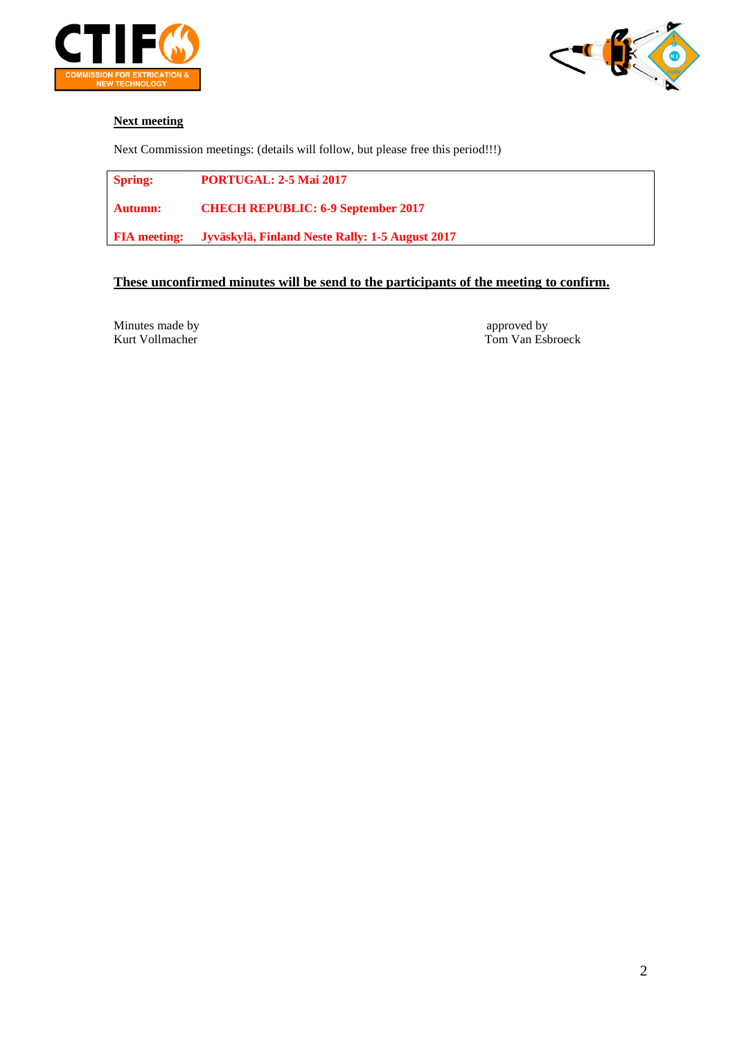**Next meeting**

Next Commission meetings: (details will follow, but please free this period!!!)

| | |
|---|---|
| **Spring:** | **PORTUGAL: 2-5 Mai 2017** |
| **Autumn:** | **CHECH REPUBLIC: 6-9 September 2017** |
| **FIA meeting:** | **Jyväskylä, Finland Neste Rally: 1-5 August 2017** |

**These unconfirmed minutes will be send to the participants of the meeting to confirm.**

Minutes made by
Kurt Vollmacher

approved by
Tom Van Esbroeck